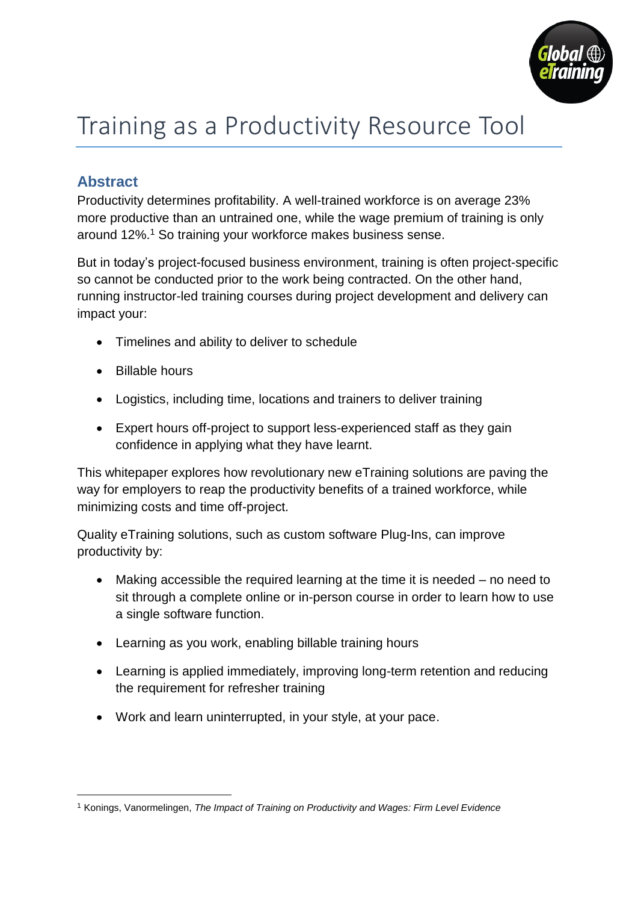# Training as a Productivity Resource Tool

## Abstract

Productivity determines profitability. A well-trained workforce is on average 23% more productive than an untrained one, while the wage premium of training is only around 12%.[1] So training your workforce makes business sense.

But in today's project-focused business environment, training is often project-specific so cannot be conducted prior to the work being contracted. On the other hand, running instructor-led training courses during project development and delivery can impact your:

- Timelines and ability to deliver to schedule
- Billable hours
- Logistics, including time, locations and trainers to deliver training
- Expert hours off-project to support less-experienced staff as they gain confidence in applying what they have learnt.

This whitepaper explores how revolutionary new eTraining solutions are paving the way for employers to reap the productivity benefits of a trained workforce, while minimizing costs and time off-project.

Quality eTraining solutions, such as custom software Plug-Ins, can improve productivity by:

- Making accessible the required learning at the time it is needed – no need to sit through a complete online or in-person course in order to learn how to use a single software function.
- Learning as you work, enabling billable training hours
- Learning is applied immediately, improving long-term retention and reducing the requirement for refresher training
- Work and learn uninterrupted, in your style, at your pace.

---

[1] Konings, Vanormelingen, *The Impact of Training on Productivity and Wages: Firm Level Evidence*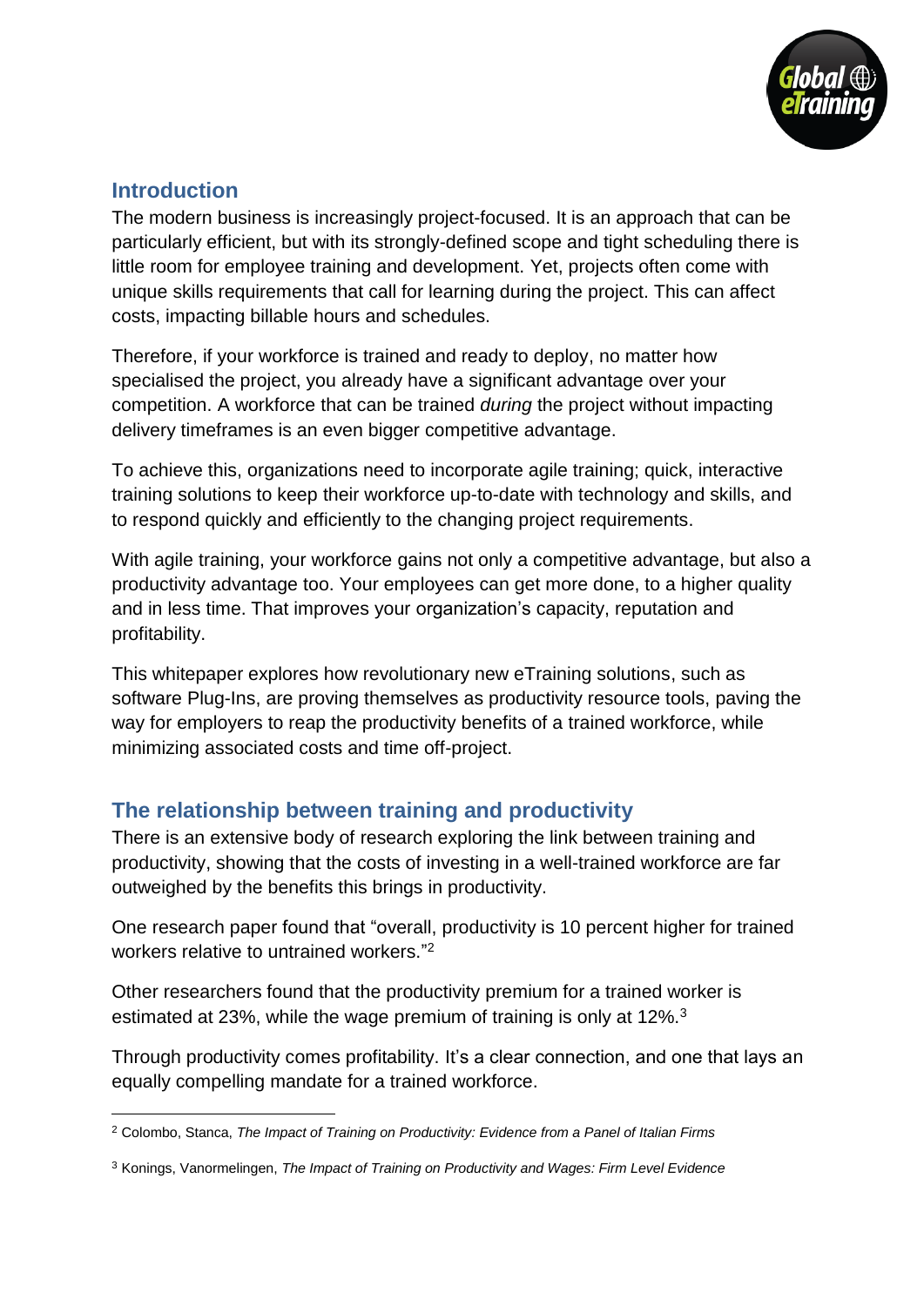## Introduction

The modern business is increasingly project-focused. It is an approach that can be particularly efficient, but with its strongly-defined scope and tight scheduling there is little room for employee training and development. Yet, projects often come with unique skills requirements that call for learning during the project. This can affect costs, impacting billable hours and schedules.

Therefore, if your workforce is trained and ready to deploy, no matter how specialised the project, you already have a significant advantage over your competition. A workforce that can be trained *during* the project without impacting delivery timeframes is an even bigger competitive advantage.

To achieve this, organizations need to incorporate agile training; quick, interactive training solutions to keep their workforce up-to-date with technology and skills, and to respond quickly and efficiently to the changing project requirements.

With agile training, your workforce gains not only a competitive advantage, but also a productivity advantage too. Your employees can get more done, to a higher quality and in less time. That improves your organization's capacity, reputation and profitability.

This whitepaper explores how revolutionary new eTraining solutions, such as software Plug-Ins, are proving themselves as productivity resource tools, paving the way for employers to reap the productivity benefits of a trained workforce, while minimizing associated costs and time off-project.

## The relationship between training and productivity

There is an extensive body of research exploring the link between training and productivity, showing that the costs of investing in a well-trained workforce are far outweighed by the benefits this brings in productivity.

One research paper found that "overall, productivity is 10 percent higher for trained workers relative to untrained workers."[2]

Other researchers found that the productivity premium for a trained worker is estimated at 23%, while the wage premium of training is only at 12%.[3]

Through productivity comes profitability. It's a clear connection, and one that lays an equally compelling mandate for a trained workforce.

[2] Colombo, Stanca, *The Impact of Training on Productivity: Evidence from a Panel of Italian Firms*

[3] Konings, Vanormelingen, *The Impact of Training on Productivity and Wages: Firm Level Evidence*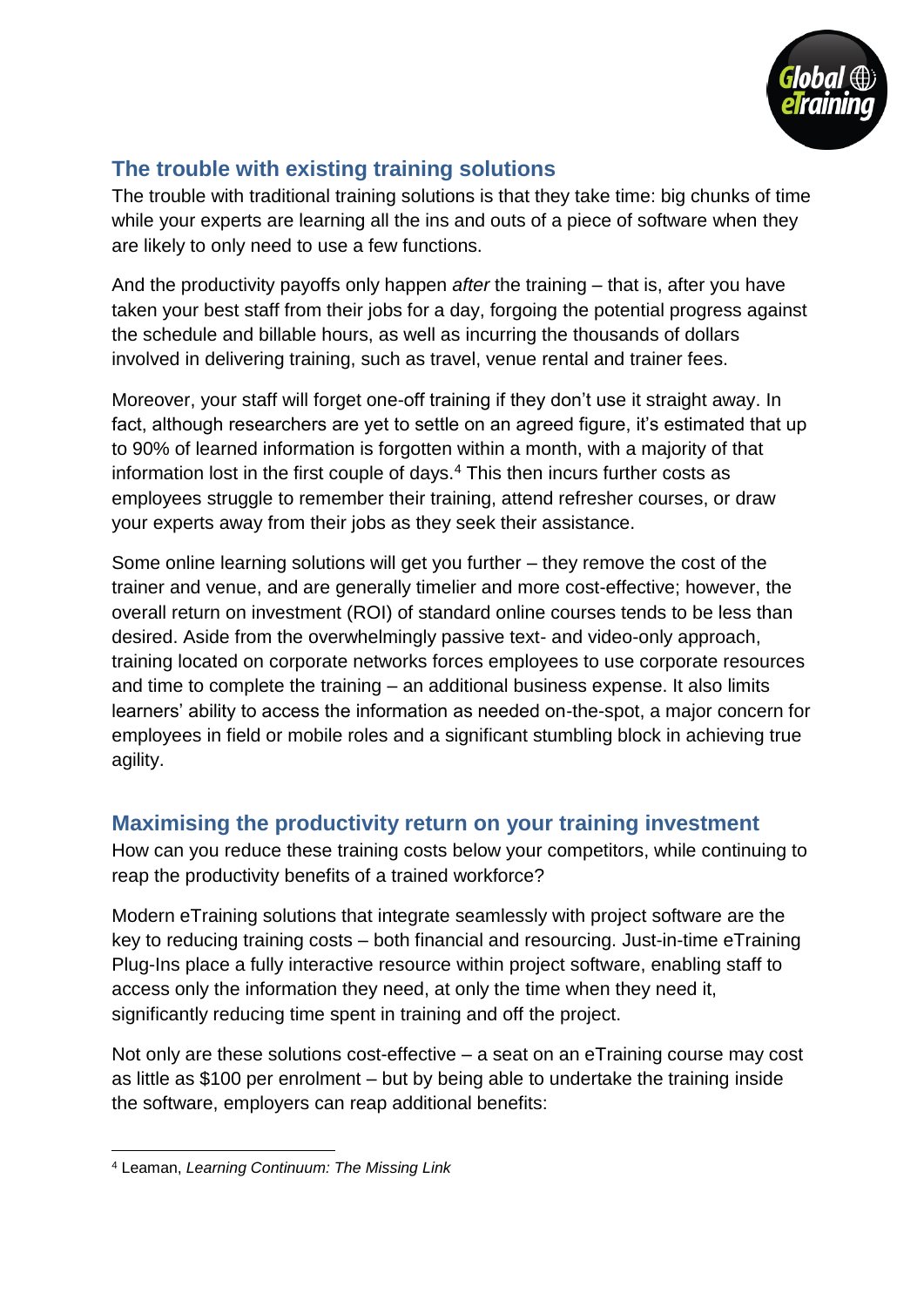## The trouble with existing training solutions

The trouble with traditional training solutions is that they take time: big chunks of time while your experts are learning all the ins and outs of a piece of software when they are likely to only need to use a few functions.

And the productivity payoffs only happen *after* the training – that is, after you have taken your best staff from their jobs for a day, forgoing the potential progress against the schedule and billable hours, as well as incurring the thousands of dollars involved in delivering training, such as travel, venue rental and trainer fees.

Moreover, your staff will forget one-off training if they don't use it straight away. In fact, although researchers are yet to settle on an agreed figure, it's estimated that up to 90% of learned information is forgotten within a month, with a majority of that information lost in the first couple of days.[4] This then incurs further costs as employees struggle to remember their training, attend refresher courses, or draw your experts away from their jobs as they seek their assistance.

Some online learning solutions will get you further – they remove the cost of the trainer and venue, and are generally timelier and more cost-effective; however, the overall return on investment (ROI) of standard online courses tends to be less than desired. Aside from the overwhelmingly passive text- and video-only approach, training located on corporate networks forces employees to use corporate resources and time to complete the training – an additional business expense. It also limits learners' ability to access the information as needed on-the-spot, a major concern for employees in field or mobile roles and a significant stumbling block in achieving true agility.

## Maximising the productivity return on your training investment

How can you reduce these training costs below your competitors, while continuing to reap the productivity benefits of a trained workforce?

Modern eTraining solutions that integrate seamlessly with project software are the key to reducing training costs – both financial and resourcing. Just-in-time eTraining Plug-Ins place a fully interactive resource within project software, enabling staff to access only the information they need, at only the time when they need it, significantly reducing time spent in training and off the project.

Not only are these solutions cost-effective – a seat on an eTraining course may cost as little as $100 per enrolment – but by being able to undertake the training inside the software, employers can reap additional benefits:

---

[4] Leaman, *Learning Continuum: The Missing Link*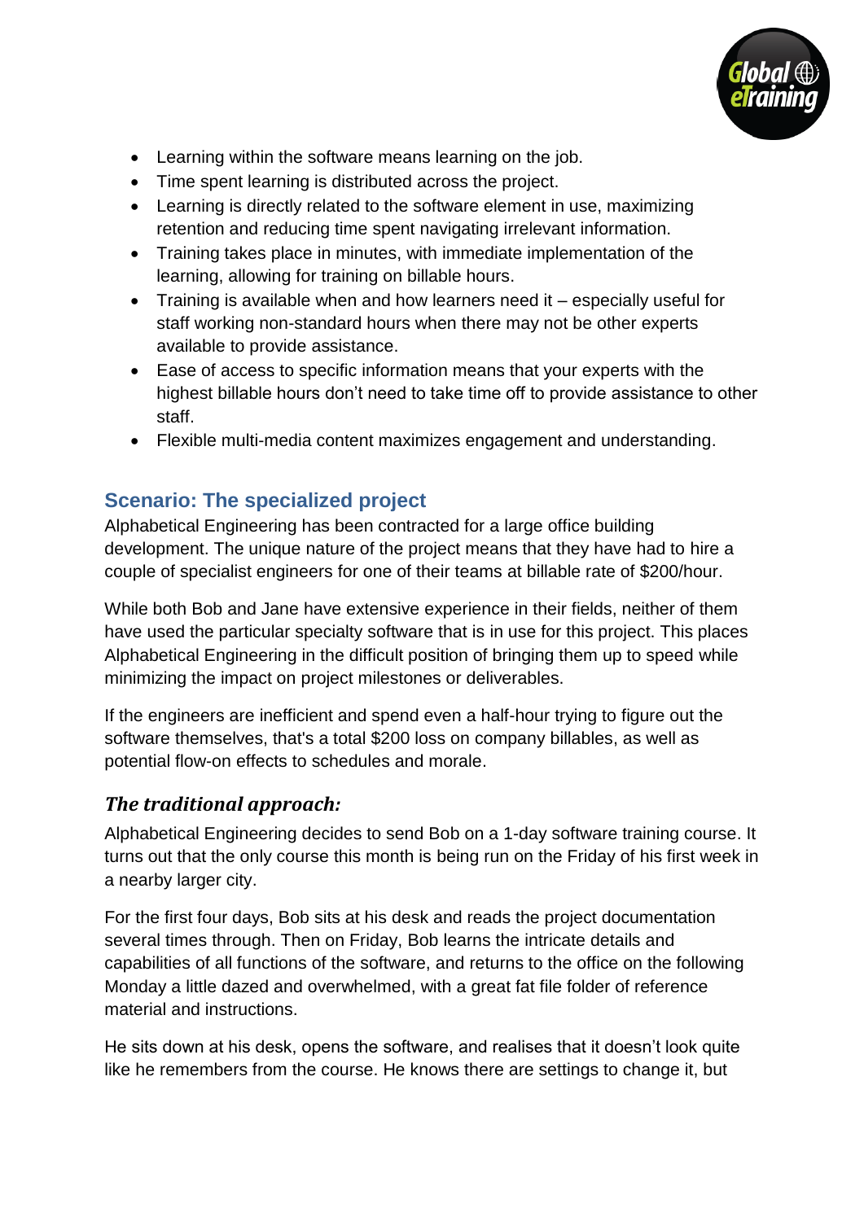- Learning within the software means learning on the job.
- Time spent learning is distributed across the project.
- Learning is directly related to the software element in use, maximizing retention and reducing time spent navigating irrelevant information.
- Training takes place in minutes, with immediate implementation of the learning, allowing for training on billable hours.
- Training is available when and how learners need it – especially useful for staff working non-standard hours when there may not be other experts available to provide assistance.
- Ease of access to specific information means that your experts with the highest billable hours don't need to take time off to provide assistance to other staff.
- Flexible multi-media content maximizes engagement and understanding.

## Scenario: The specialized project

Alphabetical Engineering has been contracted for a large office building development. The unique nature of the project means that they have had to hire a couple of specialist engineers for one of their teams at billable rate of $200/hour.

While both Bob and Jane have extensive experience in their fields, neither of them have used the particular specialty software that is in use for this project. This places Alphabetical Engineering in the difficult position of bringing them up to speed while minimizing the impact on project milestones or deliverables.

If the engineers are inefficient and spend even a half-hour trying to figure out the software themselves, that's a total $200 loss on company billables, as well as potential flow-on effects to schedules and morale.

### *The traditional approach:*

Alphabetical Engineering decides to send Bob on a 1-day software training course. It turns out that the only course this month is being run on the Friday of his first week in a nearby larger city.

For the first four days, Bob sits at his desk and reads the project documentation several times through. Then on Friday, Bob learns the intricate details and capabilities of all functions of the software, and returns to the office on the following Monday a little dazed and overwhelmed, with a great fat file folder of reference material and instructions.

He sits down at his desk, opens the software, and realises that it doesn't look quite like he remembers from the course. He knows there are settings to change it, but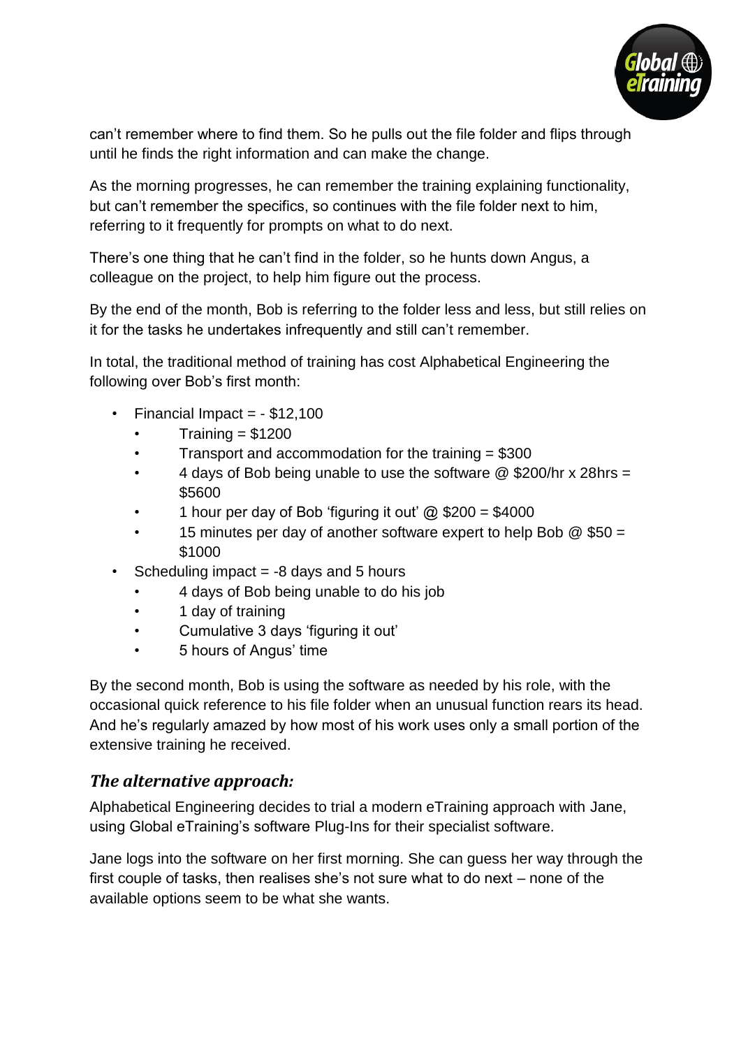can't remember where to find them. So he pulls out the file folder and flips through until he finds the right information and can make the change.

As the morning progresses, he can remember the training explaining functionality, but can't remember the specifics, so continues with the file folder next to him, referring to it frequently for prompts on what to do next.

There's one thing that he can't find in the folder, so he hunts down Angus, a colleague on the project, to help him figure out the process.

By the end of the month, Bob is referring to the folder less and less, but still relies on it for the tasks he undertakes infrequently and still can't remember.

In total, the traditional method of training has cost Alphabetical Engineering the following over Bob's first month:

- Financial Impact = - $12,100
  - Training = $1200
  - Transport and accommodation for the training = $300
  - 4 days of Bob being unable to use the software @ $200/hr x 28hrs = $5600
  - 1 hour per day of Bob 'figuring it out' @ $200 = $4000
  - 15 minutes per day of another software expert to help Bob @ $50 = $1000
- Scheduling impact = -8 days and 5 hours
  - 4 days of Bob being unable to do his job
  - 1 day of training
  - Cumulative 3 days 'figuring it out'
  - 5 hours of Angus' time

By the second month, Bob is using the software as needed by his role, with the occasional quick reference to his file folder when an unusual function rears its head. And he's regularly amazed by how most of his work uses only a small portion of the extensive training he received.

### *The alternative approach:*

Alphabetical Engineering decides to trial a modern eTraining approach with Jane, using Global eTraining's software Plug-Ins for their specialist software.

Jane logs into the software on her first morning. She can guess her way through the first couple of tasks, then realises she's not sure what to do next – none of the available options seem to be what she wants.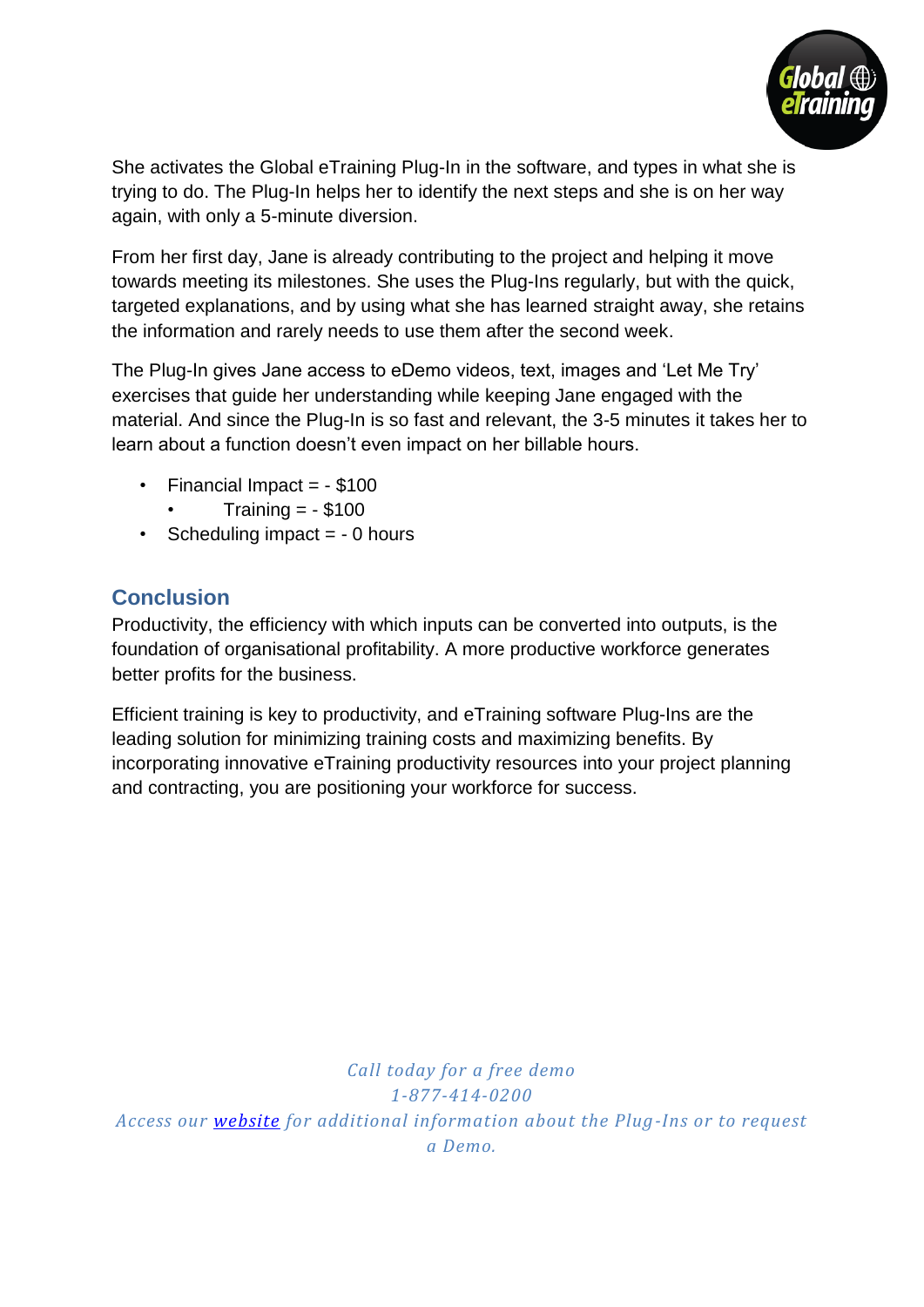She activates the Global eTraining Plug-In in the software, and types in what she is trying to do. The Plug-In helps her to identify the next steps and she is on her way again, with only a 5-minute diversion.

From her first day, Jane is already contributing to the project and helping it move towards meeting its milestones. She uses the Plug-Ins regularly, but with the quick, targeted explanations, and by using what she has learned straight away, she retains the information and rarely needs to use them after the second week.

The Plug-In gives Jane access to eDemo videos, text, images and 'Let Me Try' exercises that guide her understanding while keeping Jane engaged with the material. And since the Plug-In is so fast and relevant, the 3-5 minutes it takes her to learn about a function doesn't even impact on her billable hours.

- Financial Impact = - $100
  - Training = - $100
- Scheduling impact = - 0 hours

## Conclusion

Productivity, the efficiency with which inputs can be converted into outputs, is the foundation of organisational profitability. A more productive workforce generates better profits for the business.

Efficient training is key to productivity, and eTraining software Plug-Ins are the leading solution for minimizing training costs and maximizing benefits. By incorporating innovative eTraining productivity resources into your project planning and contracting, you are positioning your workforce for success.

*Call today for a free demo*
*1-877-414-0200*
*Access our [website](website) for additional information about the Plug-Ins or to request a Demo.*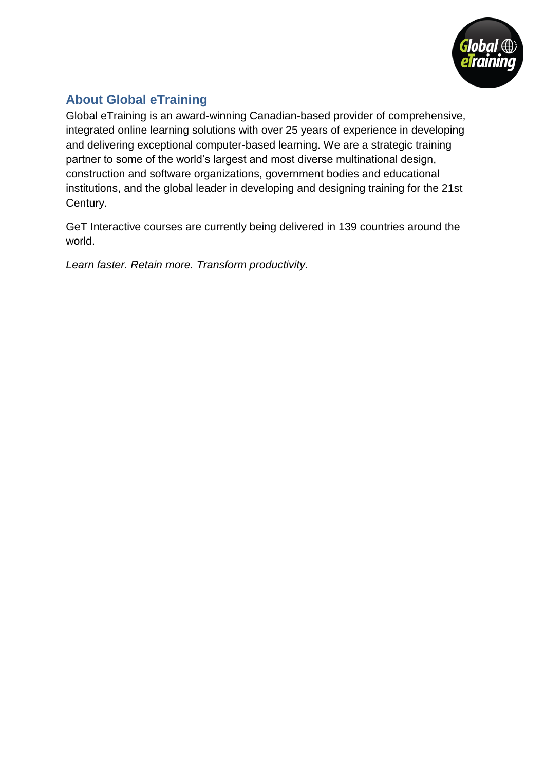## About Global eTraining

Global eTraining is an award-winning Canadian-based provider of comprehensive, integrated online learning solutions with over 25 years of experience in developing and delivering exceptional computer-based learning. We are a strategic training partner to some of the world's largest and most diverse multinational design, construction and software organizations, government bodies and educational institutions, and the global leader in developing and designing training for the 21st Century.

GeT Interactive courses are currently being delivered in 139 countries around the world.

*Learn faster. Retain more. Transform productivity.*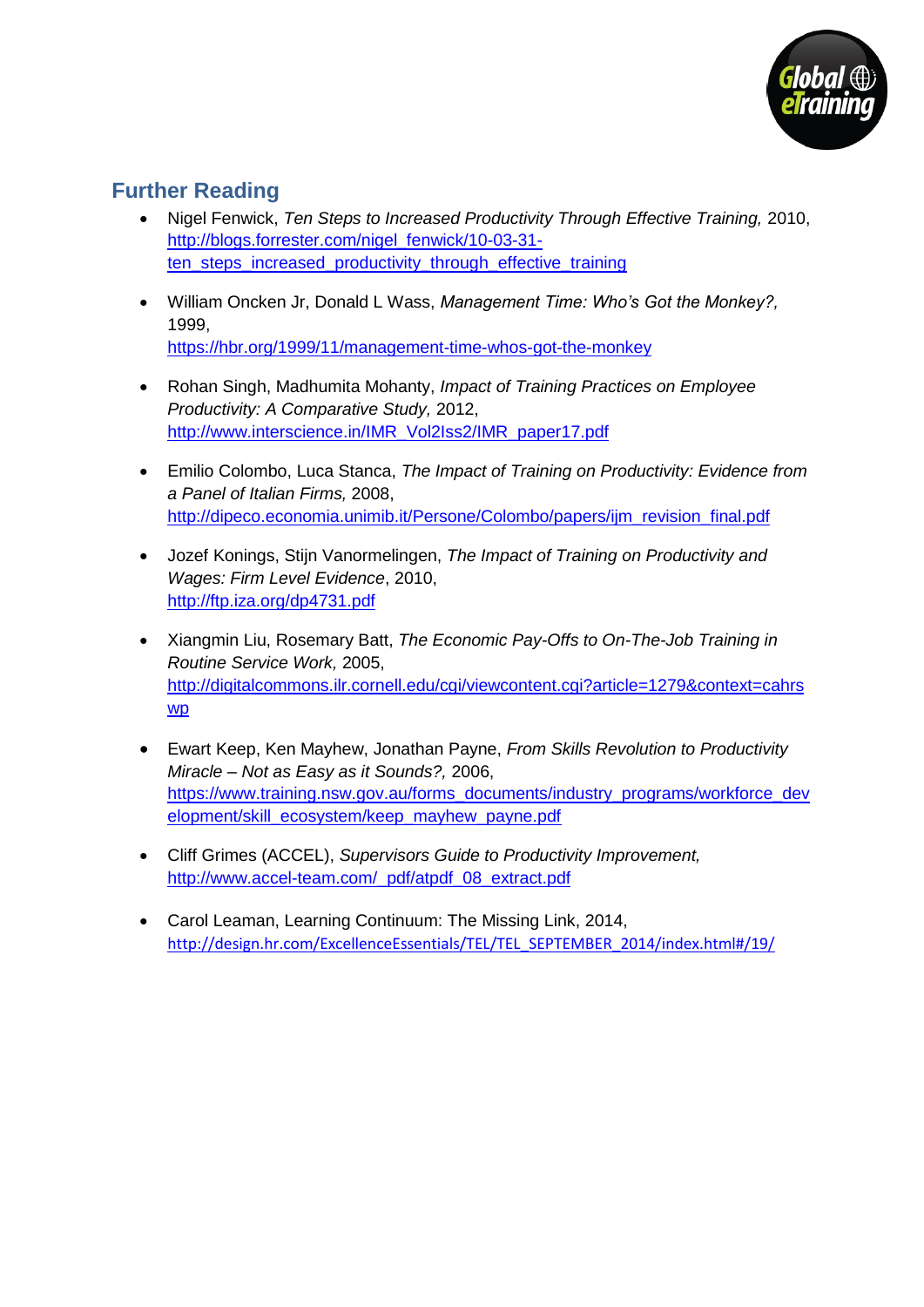## Further Reading

- Nigel Fenwick, *Ten Steps to Increased Productivity Through Effective Training,* 2010, http://blogs.forrester.com/nigel_fenwick/10-03-31-ten_steps_increased_productivity_through_effective_training

- William Oncken Jr, Donald L Wass, *Management Time: Who's Got the Monkey?,* 1999, https://hbr.org/1999/11/management-time-whos-got-the-monkey

- Rohan Singh, Madhumita Mohanty, *Impact of Training Practices on Employee Productivity: A Comparative Study,* 2012, http://www.interscience.in/IMR_Vol2Iss2/IMR_paper17.pdf

- Emilio Colombo, Luca Stanca, *The Impact of Training on Productivity: Evidence from a Panel of Italian Firms,* 2008, http://dipeco.economia.unimib.it/Persone/Colombo/papers/ijm_revision_final.pdf

- Jozef Konings, Stijn Vanormelingen, *The Impact of Training on Productivity and Wages: Firm Level Evidence*, 2010, http://ftp.iza.org/dp4731.pdf

- Xiangmin Liu, Rosemary Batt, *The Economic Pay-Offs to On-The-Job Training in Routine Service Work,* 2005, http://digitalcommons.ilr.cornell.edu/cgi/viewcontent.cgi?article=1279&context=cahrswp

- Ewart Keep, Ken Mayhew, Jonathan Payne, *From Skills Revolution to Productivity Miracle – Not as Easy as it Sounds?,* 2006, https://www.training.nsw.gov.au/forms_documents/industry_programs/workforce_development/skill_ecosystem/keep_mayhew_payne.pdf

- Cliff Grimes (ACCEL), *Supervisors Guide to Productivity Improvement,* http://www.accel-team.com/_pdf/atpdf_08_extract.pdf

- Carol Leaman, Learning Continuum: The Missing Link, 2014, http://design.hr.com/ExcellenceEssentials/TEL/TEL_SEPTEMBER_2014/index.html#/19/